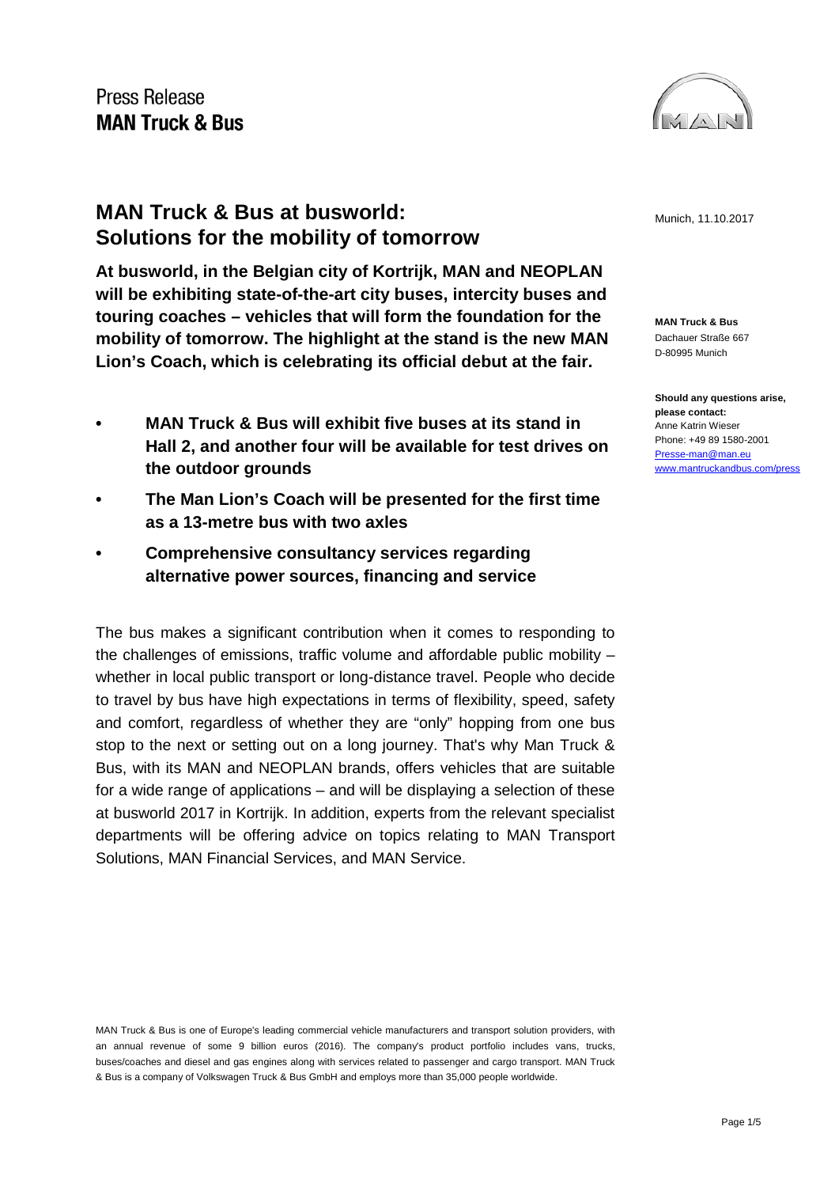Press Release
**MAN Truck & Bus**

# MAN Truck & Bus at busworld: Solutions for the mobility of tomorrow

Munich, 11.10.2017

**At busworld, in the Belgian city of Kortrijk, MAN and NEOPLAN will be exhibiting state-of-the-art city buses, intercity buses and touring coaches – vehicles that will form the foundation for the mobility of tomorrow. The highlight at the stand is the new MAN Lion's Coach, which is celebrating its official debut at the fair.**

- **MAN Truck & Bus will exhibit five buses at its stand in Hall 2, and another four will be available for test drives on the outdoor grounds**
- **The Man Lion's Coach will be presented for the first time as a 13-metre bus with two axles**
- **Comprehensive consultancy services regarding alternative power sources, financing and service**

The bus makes a significant contribution when it comes to responding to the challenges of emissions, traffic volume and affordable public mobility – whether in local public transport or long-distance travel. People who decide to travel by bus have high expectations in terms of flexibility, speed, safety and comfort, regardless of whether they are "only" hopping from one bus stop to the next or setting out on a long journey. That's why Man Truck & Bus, with its MAN and NEOPLAN brands, offers vehicles that are suitable for a wide range of applications – and will be displaying a selection of these at busworld 2017 in Kortrijk. In addition, experts from the relevant specialist departments will be offering advice on topics relating to MAN Transport Solutions, MAN Financial Services, and MAN Service.

**MAN Truck & Bus**
Dachauer Straße 667
D-80995 Munich

**Should any questions arise, please contact:**
Anne Katrin Wieser
Phone: +49 89 1580-2001
Presse-man@man.eu
www.mantruckandbus.com/press

MAN Truck & Bus is one of Europe's leading commercial vehicle manufacturers and transport solution providers, with an annual revenue of some 9 billion euros (2016). The company's product portfolio includes vans, trucks, buses/coaches and diesel and gas engines along with services related to passenger and cargo transport. MAN Truck & Bus is a company of Volkswagen Truck & Bus GmbH and employs more than 35,000 people worldwide.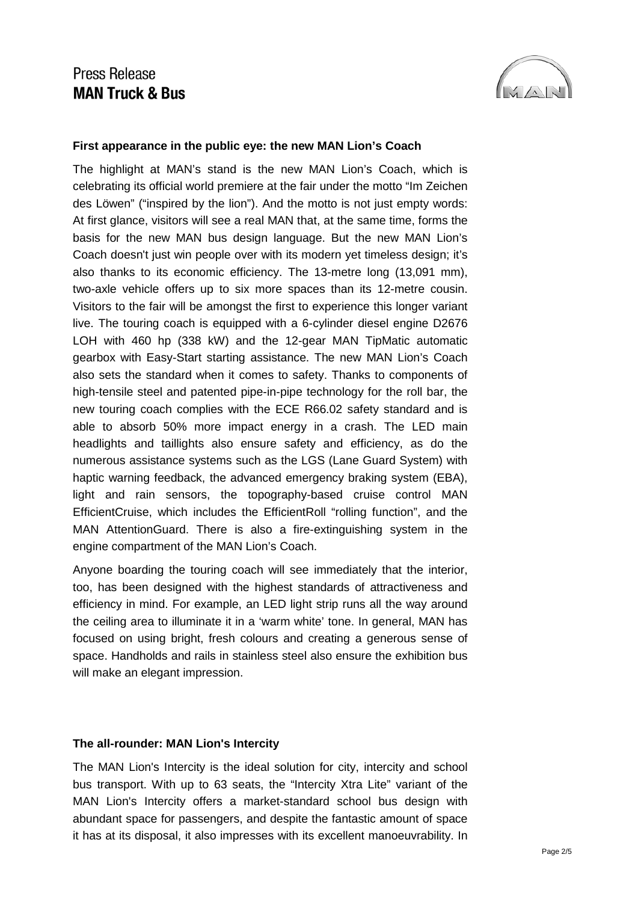**First appearance in the public eye: the new MAN Lion's Coach**

The highlight at MAN's stand is the new MAN Lion's Coach, which is celebrating its official world premiere at the fair under the motto "Im Zeichen des Löwen" ("inspired by the lion"). And the motto is not just empty words: At first glance, visitors will see a real MAN that, at the same time, forms the basis for the new MAN bus design language. But the new MAN Lion's Coach doesn't just win people over with its modern yet timeless design; it's also thanks to its economic efficiency. The 13-metre long (13,091 mm), two-axle vehicle offers up to six more spaces than its 12-metre cousin. Visitors to the fair will be amongst the first to experience this longer variant live. The touring coach is equipped with a 6-cylinder diesel engine D2676 LOH with 460 hp (338 kW) and the 12-gear MAN TipMatic automatic gearbox with Easy-Start starting assistance. The new MAN Lion's Coach also sets the standard when it comes to safety. Thanks to components of high-tensile steel and patented pipe-in-pipe technology for the roll bar, the new touring coach complies with the ECE R66.02 safety standard and is able to absorb 50% more impact energy in a crash. The LED main headlights and taillights also ensure safety and efficiency, as do the numerous assistance systems such as the LGS (Lane Guard System) with haptic warning feedback, the advanced emergency braking system (EBA), light and rain sensors, the topography-based cruise control MAN EfficientCruise, which includes the EfficientRoll "rolling function", and the MAN AttentionGuard. There is also a fire-extinguishing system in the engine compartment of the MAN Lion's Coach.

Anyone boarding the touring coach will see immediately that the interior, too, has been designed with the highest standards of attractiveness and efficiency in mind. For example, an LED light strip runs all the way around the ceiling area to illuminate it in a 'warm white' tone. In general, MAN has focused on using bright, fresh colours and creating a generous sense of space. Handholds and rails in stainless steel also ensure the exhibition bus will make an elegant impression.

**The all-rounder: MAN Lion's Intercity**

The MAN Lion's Intercity is the ideal solution for city, intercity and school bus transport. With up to 63 seats, the "Intercity Xtra Lite" variant of the MAN Lion's Intercity offers a market-standard school bus design with abundant space for passengers, and despite the fantastic amount of space it has at its disposal, it also impresses with its excellent manoeuvrability. In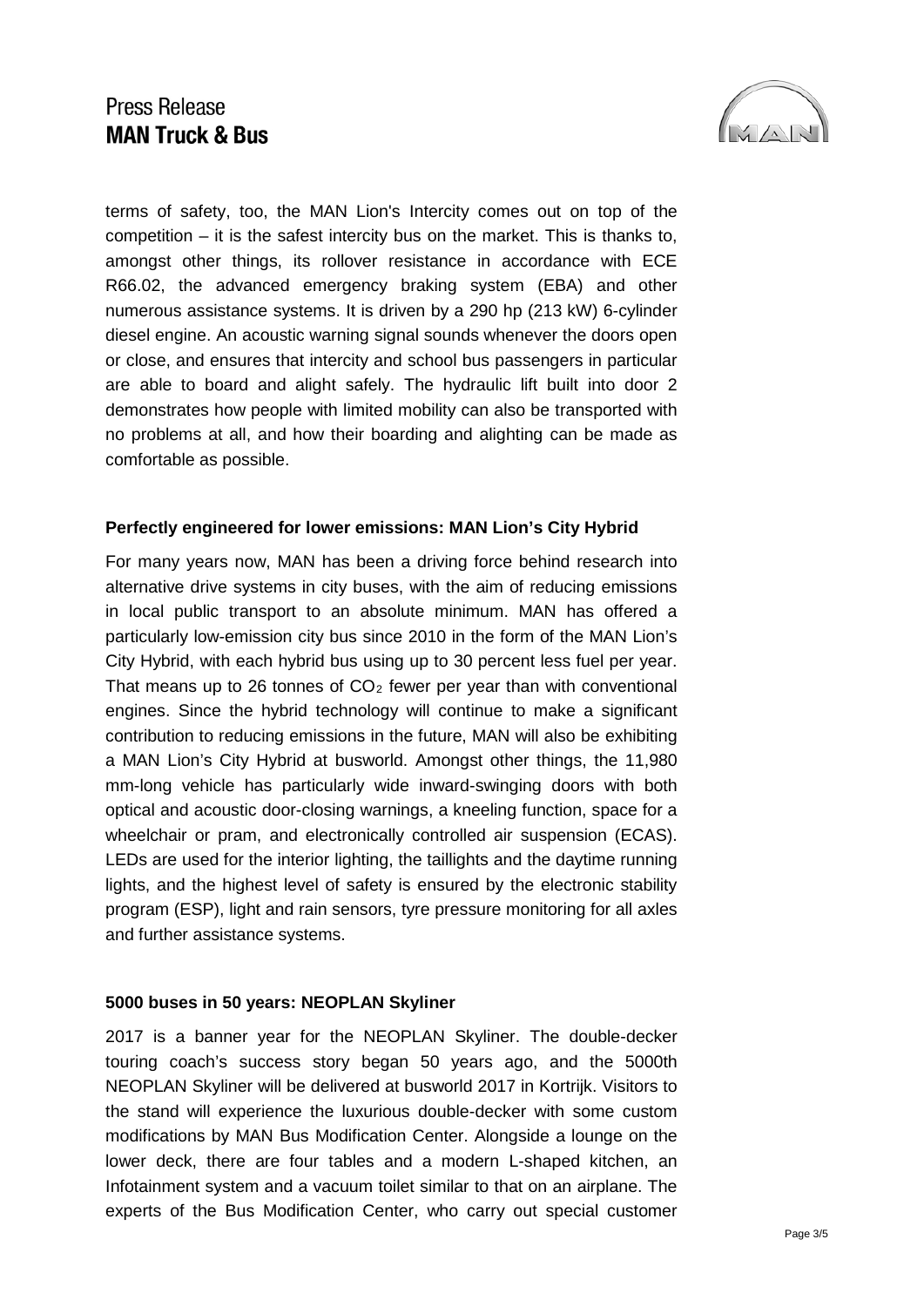terms of safety, too, the MAN Lion's Intercity comes out on top of the competition – it is the safest intercity bus on the market. This is thanks to, amongst other things, its rollover resistance in accordance with ECE R66.02, the advanced emergency braking system (EBA) and other numerous assistance systems. It is driven by a 290 hp (213 kW) 6-cylinder diesel engine. An acoustic warning signal sounds whenever the doors open or close, and ensures that intercity and school bus passengers in particular are able to board and alight safely. The hydraulic lift built into door 2 demonstrates how people with limited mobility can also be transported with no problems at all, and how their boarding and alighting can be made as comfortable as possible.

**Perfectly engineered for lower emissions: MAN Lion's City Hybrid**

For many years now, MAN has been a driving force behind research into alternative drive systems in city buses, with the aim of reducing emissions in local public transport to an absolute minimum. MAN has offered a particularly low-emission city bus since 2010 in the form of the MAN Lion's City Hybrid, with each hybrid bus using up to 30 percent less fuel per year. That means up to 26 tonnes of $CO_2$ fewer per year than with conventional engines. Since the hybrid technology will continue to make a significant contribution to reducing emissions in the future, MAN will also be exhibiting a MAN Lion's City Hybrid at busworld. Amongst other things, the 11,980 mm-long vehicle has particularly wide inward-swinging doors with both optical and acoustic door-closing warnings, a kneeling function, space for a wheelchair or pram, and electronically controlled air suspension (ECAS). LEDs are used for the interior lighting, the taillights and the daytime running lights, and the highest level of safety is ensured by the electronic stability program (ESP), light and rain sensors, tyre pressure monitoring for all axles and further assistance systems.

**5000 buses in 50 years: NEOPLAN Skyliner**

2017 is a banner year for the NEOPLAN Skyliner. The double-decker touring coach's success story began 50 years ago, and the 5000th NEOPLAN Skyliner will be delivered at busworld 2017 in Kortrijk. Visitors to the stand will experience the luxurious double-decker with some custom modifications by MAN Bus Modification Center. Alongside a lounge on the lower deck, there are four tables and a modern L-shaped kitchen, an Infotainment system and a vacuum toilet similar to that on an airplane. The experts of the Bus Modification Center, who carry out special customer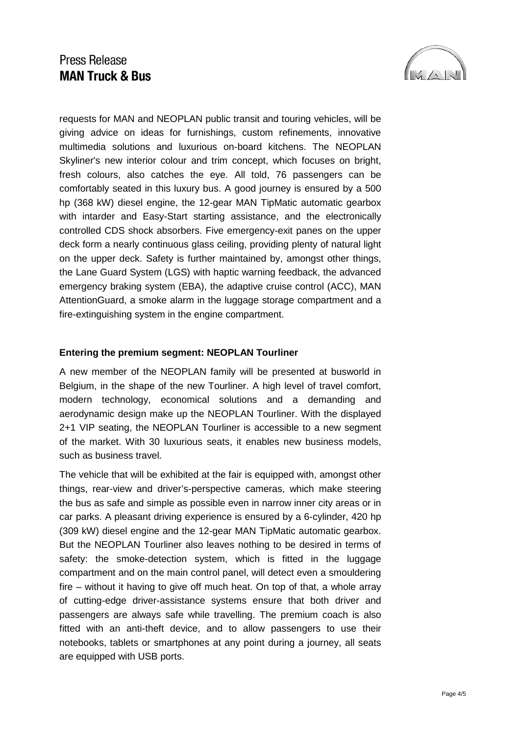requests for MAN and NEOPLAN public transit and touring vehicles, will be giving advice on ideas for furnishings, custom refinements, innovative multimedia solutions and luxurious on-board kitchens. The NEOPLAN Skyliner's new interior colour and trim concept, which focuses on bright, fresh colours, also catches the eye. All told, 76 passengers can be comfortably seated in this luxury bus. A good journey is ensured by a 500 hp (368 kW) diesel engine, the 12-gear MAN TipMatic automatic gearbox with intarder and Easy-Start starting assistance, and the electronically controlled CDS shock absorbers. Five emergency-exit panes on the upper deck form a nearly continuous glass ceiling, providing plenty of natural light on the upper deck. Safety is further maintained by, amongst other things, the Lane Guard System (LGS) with haptic warning feedback, the advanced emergency braking system (EBA), the adaptive cruise control (ACC), MAN AttentionGuard, a smoke alarm in the luggage storage compartment and a fire-extinguishing system in the engine compartment.

**Entering the premium segment: NEOPLAN Tourliner**

A new member of the NEOPLAN family will be presented at busworld in Belgium, in the shape of the new Tourliner. A high level of travel comfort, modern technology, economical solutions and a demanding and aerodynamic design make up the NEOPLAN Tourliner. With the displayed 2+1 VIP seating, the NEOPLAN Tourliner is accessible to a new segment of the market. With 30 luxurious seats, it enables new business models, such as business travel.

The vehicle that will be exhibited at the fair is equipped with, amongst other things, rear-view and driver's-perspective cameras, which make steering the bus as safe and simple as possible even in narrow inner city areas or in car parks. A pleasant driving experience is ensured by a 6-cylinder, 420 hp (309 kW) diesel engine and the 12-gear MAN TipMatic automatic gearbox. But the NEOPLAN Tourliner also leaves nothing to be desired in terms of safety: the smoke-detection system, which is fitted in the luggage compartment and on the main control panel, will detect even a smouldering fire – without it having to give off much heat. On top of that, a whole array of cutting-edge driver-assistance systems ensure that both driver and passengers are always safe while travelling. The premium coach is also fitted with an anti-theft device, and to allow passengers to use their notebooks, tablets or smartphones at any point during a journey, all seats are equipped with USB ports.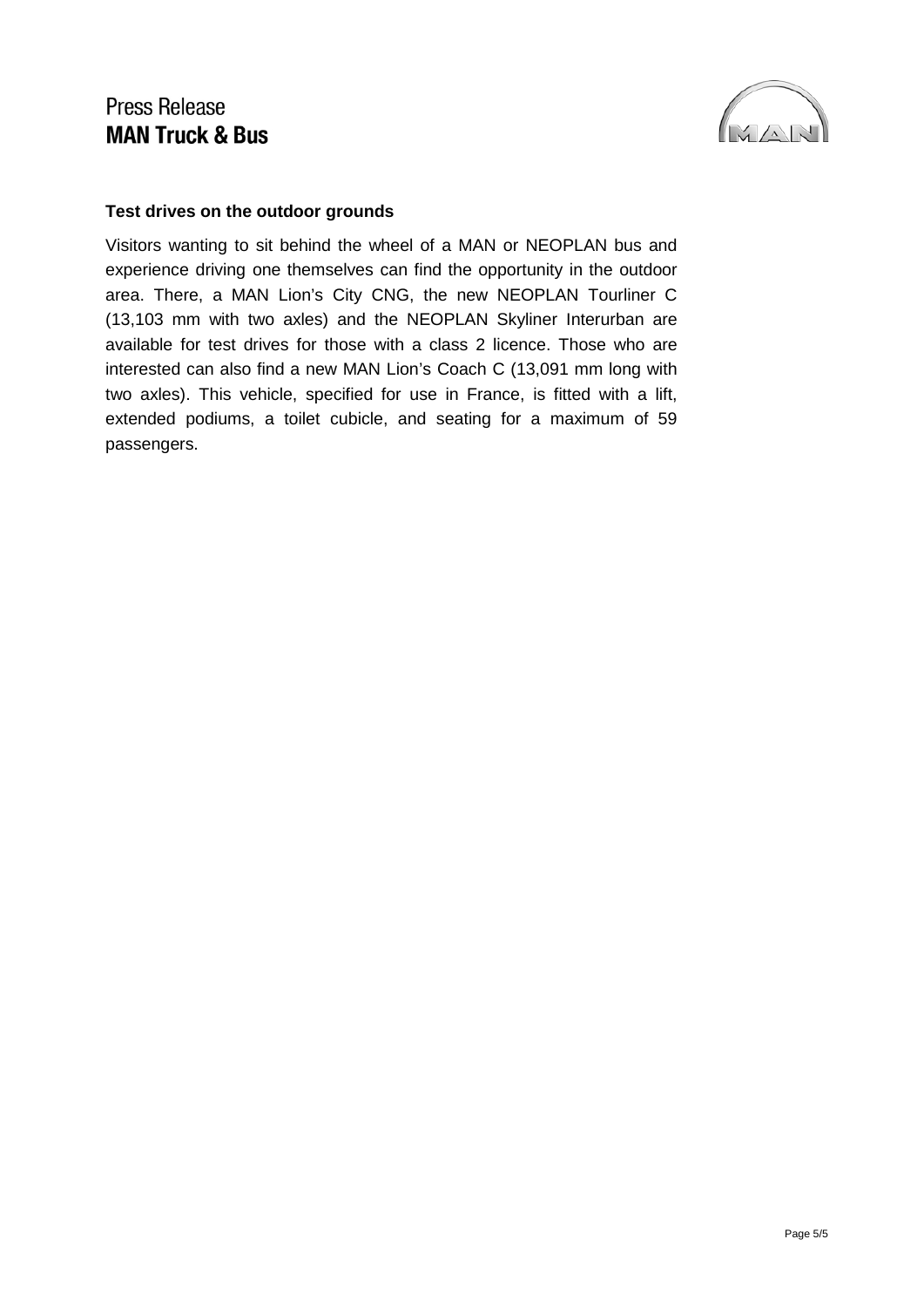**Test drives on the outdoor grounds**

Visitors wanting to sit behind the wheel of a MAN or NEOPLAN bus and experience driving one themselves can find the opportunity in the outdoor area. There, a MAN Lion's City CNG, the new NEOPLAN Tourliner C (13,103 mm with two axles) and the NEOPLAN Skyliner Interurban are available for test drives for those with a class 2 licence. Those who are interested can also find a new MAN Lion's Coach C (13,091 mm long with two axles). This vehicle, specified for use in France, is fitted with a lift, extended podiums, a toilet cubicle, and seating for a maximum of 59 passengers.